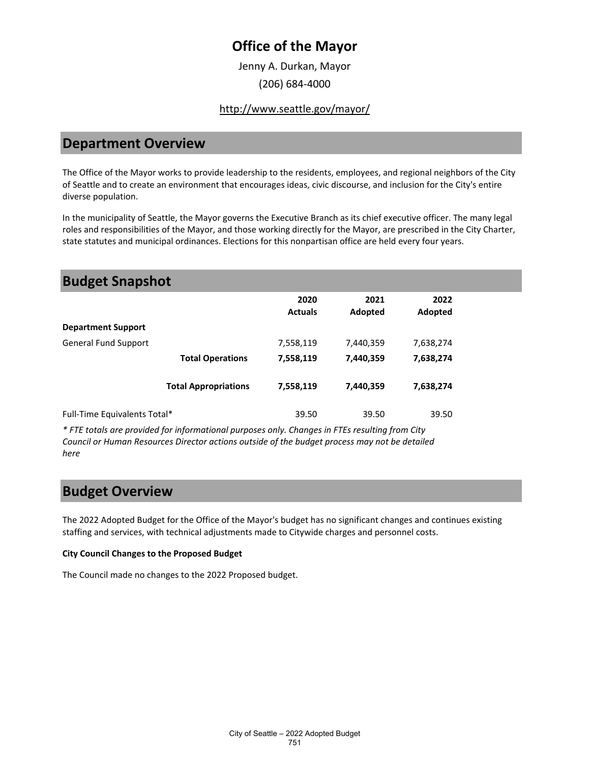# Office of the Mayor

Jenny A. Durkan, Mayor

(206) 684-4000

http://www.seattle.gov/mayor/

## Department Overview

The Office of the Mayor works to provide leadership to the residents, employees, and regional neighbors of the City of Seattle and to create an environment that encourages ideas, civic discourse, and inclusion for the City's entire diverse population.

In the municipality of Seattle, the Mayor governs the Executive Branch as its chief executive officer. The many legal roles and responsibilities of the Mayor, and those working directly for the Mayor, are prescribed in the City Charter, state statutes and municipal ordinances. Elections for this nonpartisan office are held every four years.

## Budget Snapshot

| | 2020 Actuals | 2021 Adopted | 2022 Adopted |
|---|---|---|---|
| **Department Support** | | | |
| General Fund Support | 7,558,119 | 7,440,359 | 7,638,274 |
| **Total Operations** | **7,558,119** | **7,440,359** | **7,638,274** |
| **Total Appropriations** | **7,558,119** | **7,440,359** | **7,638,274** |
| Full-Time Equivalents Total* | 39.50 | 39.50 | 39.50 |

*\* FTE totals are provided for informational purposes only. Changes in FTEs resulting from City Council or Human Resources Director actions outside of the budget process may not be detailed here*

## Budget Overview

The 2022 Adopted Budget for the Office of the Mayor's budget has no significant changes and continues existing staffing and services, with technical adjustments made to Citywide charges and personnel costs.

**City Council Changes to the Proposed Budget**

The Council made no changes to the 2022 Proposed budget.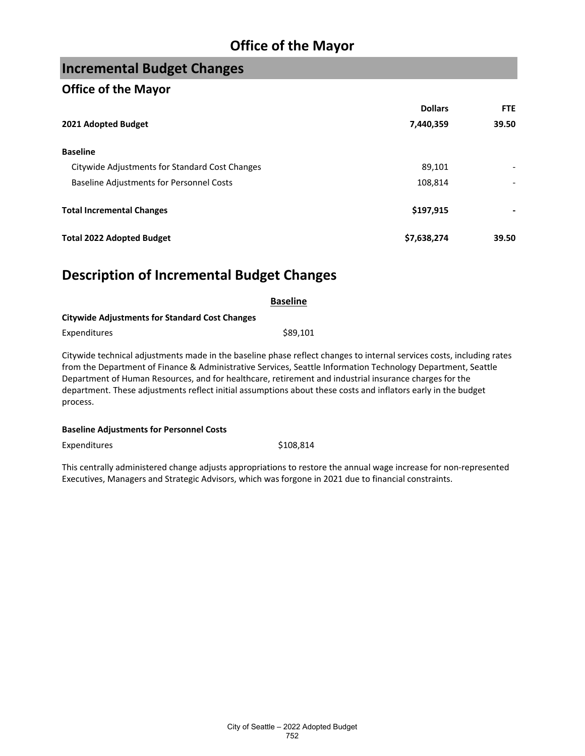# Office of the Mayor

## Incremental Budget Changes

### Office of the Mayor

| | Dollars | FTE |
|---|---|---|
| **2021 Adopted Budget** | **7,440,359** | **39.50** |
| | | |
| **Baseline** | | |
| Citywide Adjustments for Standard Cost Changes | 89,101 | - |
| Baseline Adjustments for Personnel Costs | 108,814 | - |
| | | |
| **Total Incremental Changes** | **$197,915** | **-** |
| | | |
| **Total 2022 Adopted Budget** | **$7,638,274** | **39.50** |

## Description of Incremental Budget Changes

**Baseline**

**Citywide Adjustments for Standard Cost Changes**

Expenditures $89,101

Citywide technical adjustments made in the baseline phase reflect changes to internal services costs, including rates from the Department of Finance & Administrative Services, Seattle Information Technology Department, Seattle Department of Human Resources, and for healthcare, retirement and industrial insurance charges for the department. These adjustments reflect initial assumptions about these costs and inflators early in the budget process.

**Baseline Adjustments for Personnel Costs**

Expenditures $108,814

This centrally administered change adjusts appropriations to restore the annual wage increase for non-represented Executives, Managers and Strategic Advisors, which was forgone in 2021 due to financial constraints.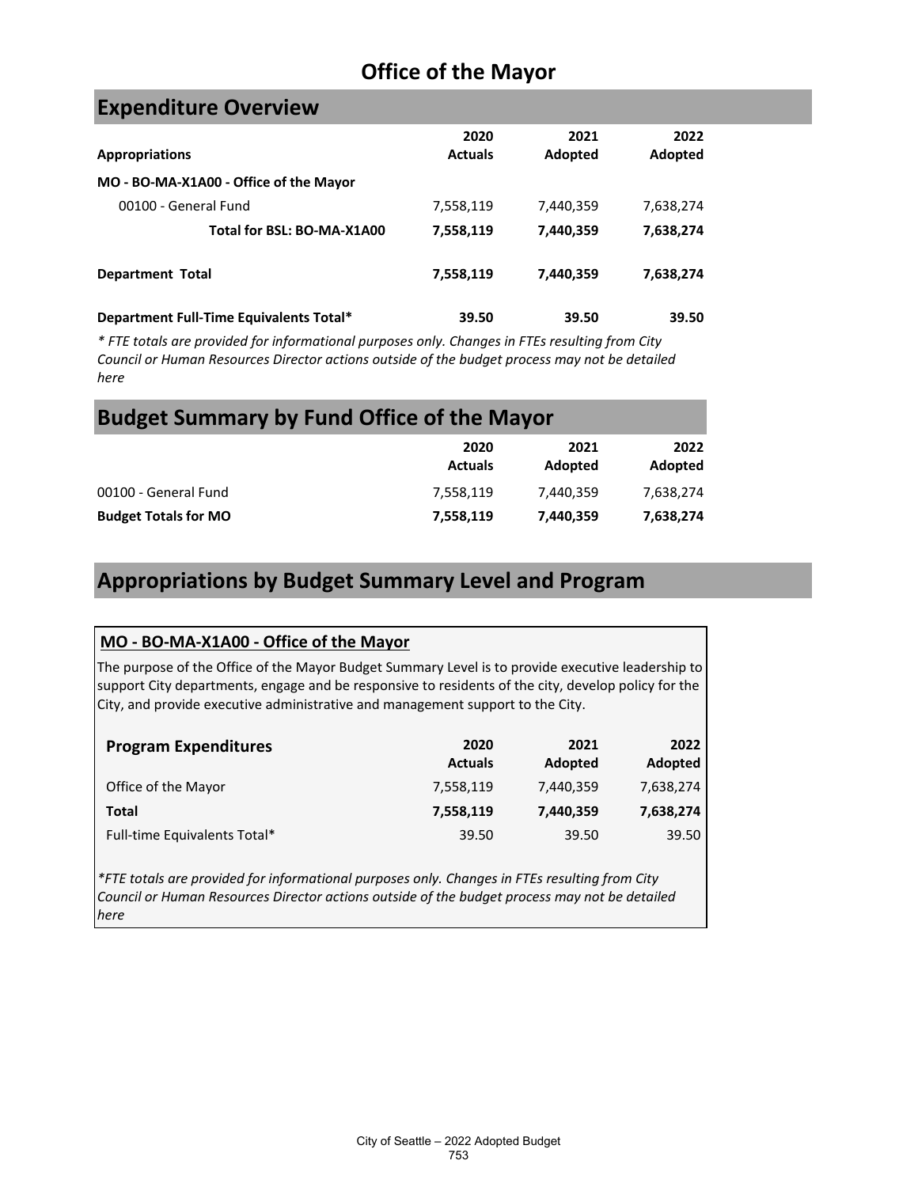# Office of the Mayor

## Expenditure Overview

| Appropriations | 2020 Actuals | 2021 Adopted | 2022 Adopted |
|---|---|---|---|
| **MO - BO-MA-X1A00 - Office of the Mayor** | | | |
| 00100 - General Fund | 7,558,119 | 7,440,359 | 7,638,274 |
| **Total for BSL: BO-MA-X1A00** | **7,558,119** | **7,440,359** | **7,638,274** |
| **Department Total** | **7,558,119** | **7,440,359** | **7,638,274** |
| **Department Full-Time Equivalents Total*** | **39.50** | **39.50** | **39.50** |

*\* FTE totals are provided for informational purposes only. Changes in FTEs resulting from City Council or Human Resources Director actions outside of the budget process may not be detailed here*

## Budget Summary by Fund Office of the Mayor

| | 2020 Actuals | 2021 Adopted | 2022 Adopted |
|---|---|---|---|
| 00100 - General Fund | 7,558,119 | 7,440,359 | 7,638,274 |
| **Budget Totals for MO** | **7,558,119** | **7,440,359** | **7,638,274** |

## Appropriations by Budget Summary Level and Program

### MO - BO-MA-X1A00 - Office of the Mayor

The purpose of the Office of the Mayor Budget Summary Level is to provide executive leadership to support City departments, engage and be responsive to residents of the city, develop policy for the City, and provide executive administrative and management support to the City.

| Program Expenditures | 2020 Actuals | 2021 Adopted | 2022 Adopted |
|---|---|---|---|
| Office of the Mayor | 7,558,119 | 7,440,359 | 7,638,274 |
| **Total** | **7,558,119** | **7,440,359** | **7,638,274** |
| Full-time Equivalents Total* | 39.50 | 39.50 | 39.50 |

*\*FTE totals are provided for informational purposes only. Changes in FTEs resulting from City Council or Human Resources Director actions outside of the budget process may not be detailed here*